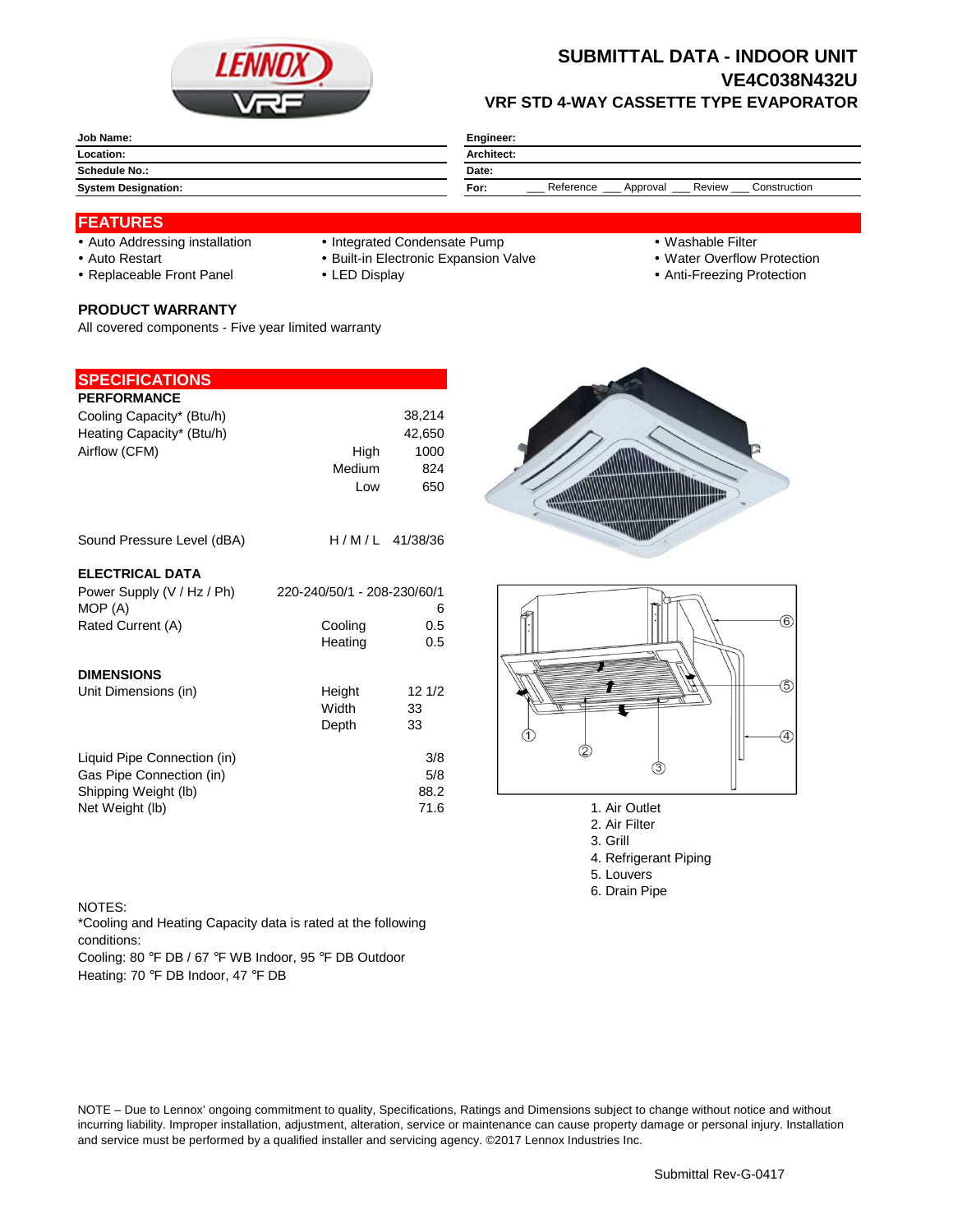# SUBMITTAL DATA - INDOOR UNIT
# VE4C038N432U
## VRF STD 4-WAY CASSETTE TYPE EVAPORATOR

| | | | |
|---|---|---|---|
| **Job Name:** | | **Engineer:** | |
| **Location:** | | **Architect:** | |
| **Schedule No.:** | | **Date:** | |
| **System Designation:** | | **For:** | ___ Reference ___ Approval ___ Review ___ Construction |

## FEATURES

- Auto Addressing installation
- Auto Restart
- Replaceable Front Panel
- Integrated Condensate Pump
- Built-in Electronic Expansion Valve
- LED Display
- Washable Filter
- Water Overflow Protection
- Anti-Freezing Protection

### PRODUCT WARRANTY

All covered components - Five year limited warranty

## SPECIFICATIONS

**PERFORMANCE**

| | | |
|---|---|---|
| Cooling Capacity* (Btu/h) | | 38,214 |
| Heating Capacity* (Btu/h) | | 42,650 |
| Airflow (CFM) | High | 1000 |
| | Medium | 824 |
| | Low | 650 |
| Sound Pressure Level (dBA) | H / M / L | 41/38/36 |

**ELECTRICAL DATA**

| | | |
|---|---|---|
| Power Supply (V / Hz / Ph) | | 220-240/50/1 - 208-230/60/1 |
| MOP (A) | | 6 |
| Rated Current (A) | Cooling | 0.5 |
| | Heating | 0.5 |

**DIMENSIONS**

| | | |
|---|---|---|
| Unit Dimensions (in) | Height | 12 1/2 |
| | Width | 33 |
| | Depth | 33 |
| Liquid Pipe Connection (in) | | 3/8 |
| Gas Pipe Connection (in) | | 5/8 |
| Shipping Weight (lb) | | 88.2 |
| Net Weight (lb) | | 71.6 |

1. Air Outlet
2. Air Filter
3. Grill
4. Refrigerant Piping
5. Louvers
6. Drain Pipe

NOTES:
*Cooling and Heating Capacity data is rated at the following conditions:
Cooling: 80 °F DB / 67 °F WB Indoor, 95 °F DB Outdoor
Heating: 70 °F DB Indoor, 47 °F DB

NOTE – Due to Lennox' ongoing commitment to quality, Specifications, Ratings and Dimensions subject to change without notice and without incurring liability. Improper installation, adjustment, alteration, service or maintenance can cause property damage or personal injury. Installation and service must be performed by a qualified installer and servicing agency. ©2017 Lennox Industries Inc.

Submittal Rev-G-0417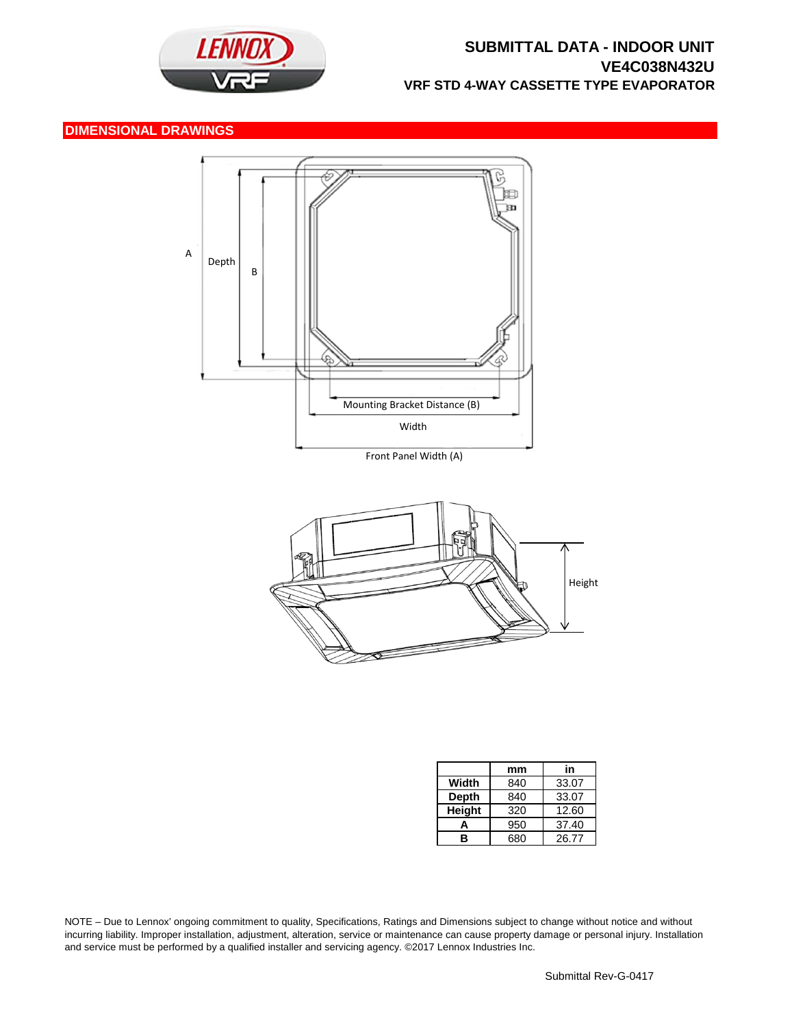# SUBMITTAL DATA - INDOOR UNIT

## VE4C038N432U

### VRF STD 4-WAY CASSETTE TYPE EVAPORATOR

## DIMENSIONAL DRAWINGS

A

Depth

B

Mounting Bracket Distance (B)

Width

Front Panel Width (A)

Height

| | mm | in |
|---|---|---|
| **Width** | 840 | 33.07 |
| **Depth** | 840 | 33.07 |
| **Height** | 320 | 12.60 |
| **A** | 950 | 37.40 |
| **B** | 680 | 26.77 |

NOTE – Due to Lennox' ongoing commitment to quality, Specifications, Ratings and Dimensions subject to change without notice and without incurring liability. Improper installation, adjustment, alteration, service or maintenance can cause property damage or personal injury. Installation and service must be performed by a qualified installer and servicing agency. ©2017 Lennox Industries Inc.

Submittal Rev-G-0417